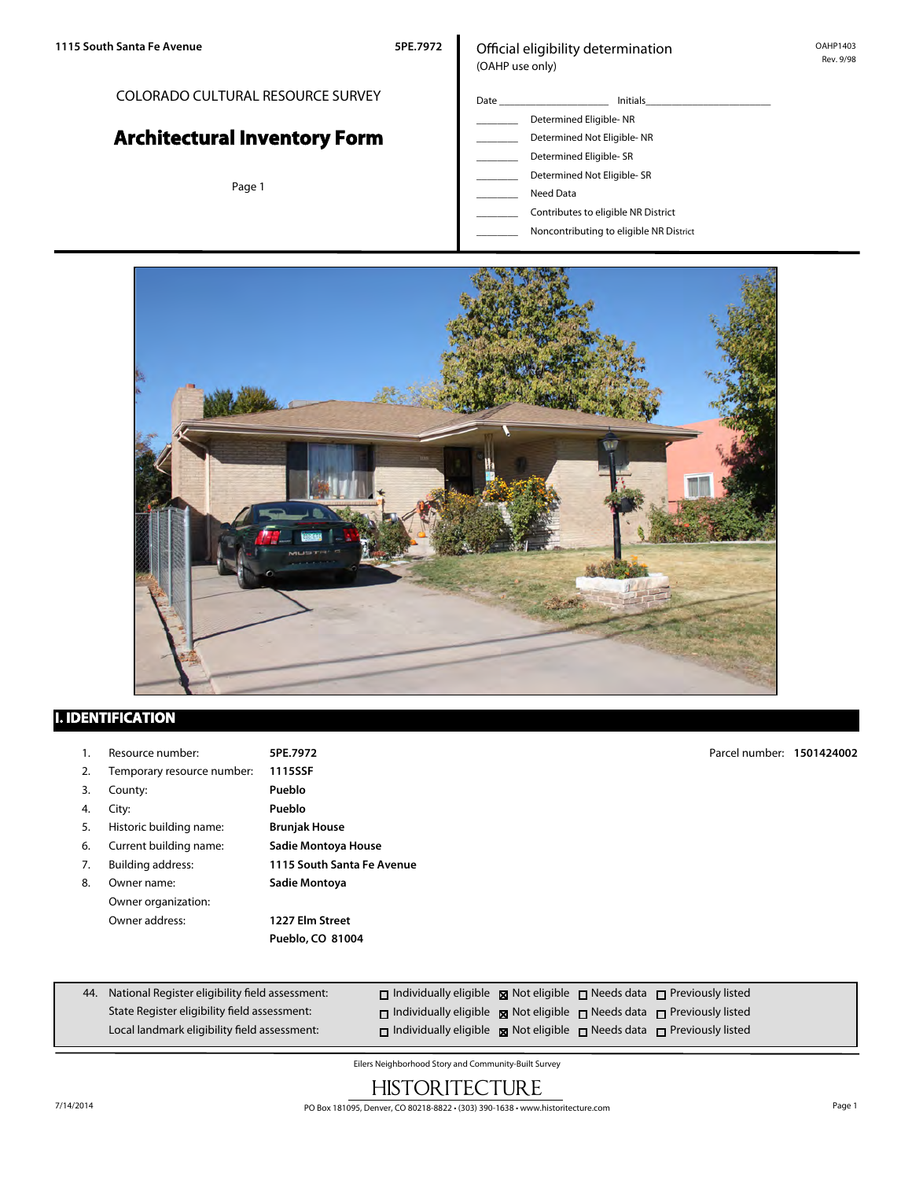COLORADO CULTURAL RESOURCE SURVEY

# Architectural Inventory Form

Official eligibility determination
(OAHP use only)

Date ____________________ Initials______________________

________ Determined Eligible- NR
________ Determined Not Eligible- NR
________ Determined Eligible- SR
________ Determined Not Eligible- SR
________ Need Data
________ Contributes to eligible NR District
________ Noncontributing to eligible NR District

## I. IDENTIFICATION

1. Resource number: **5PE.7972** — Parcel number: **1501424002**
2. Temporary resource number: **1115SSF**
3. County: **Pueblo**
4. City: **Pueblo**
5. Historic building name: **Brunjak House**
6. Current building name: **Sadie Montoya House**
7. Building address: **1115 South Santa Fe Avenue**
8. Owner name: **Sadie Montoya**
   Owner organization:
   Owner address: **1227 Elm Street**
   **Pueblo, CO 81004**

44. National Register eligibility field assessment: ☐ Individually eligible ☒ Not eligible ☐ Needs data ☐ Previously listed
    State Register eligibility field assessment: ☐ Individually eligible ☒ Not eligible ☐ Needs data ☐ Previously listed
    Local landmark eligibility field assessment: ☐ Individually eligible ☒ Not eligible ☐ Needs data ☐ Previously listed

Eilers Neighborhood Story and Community-Built Survey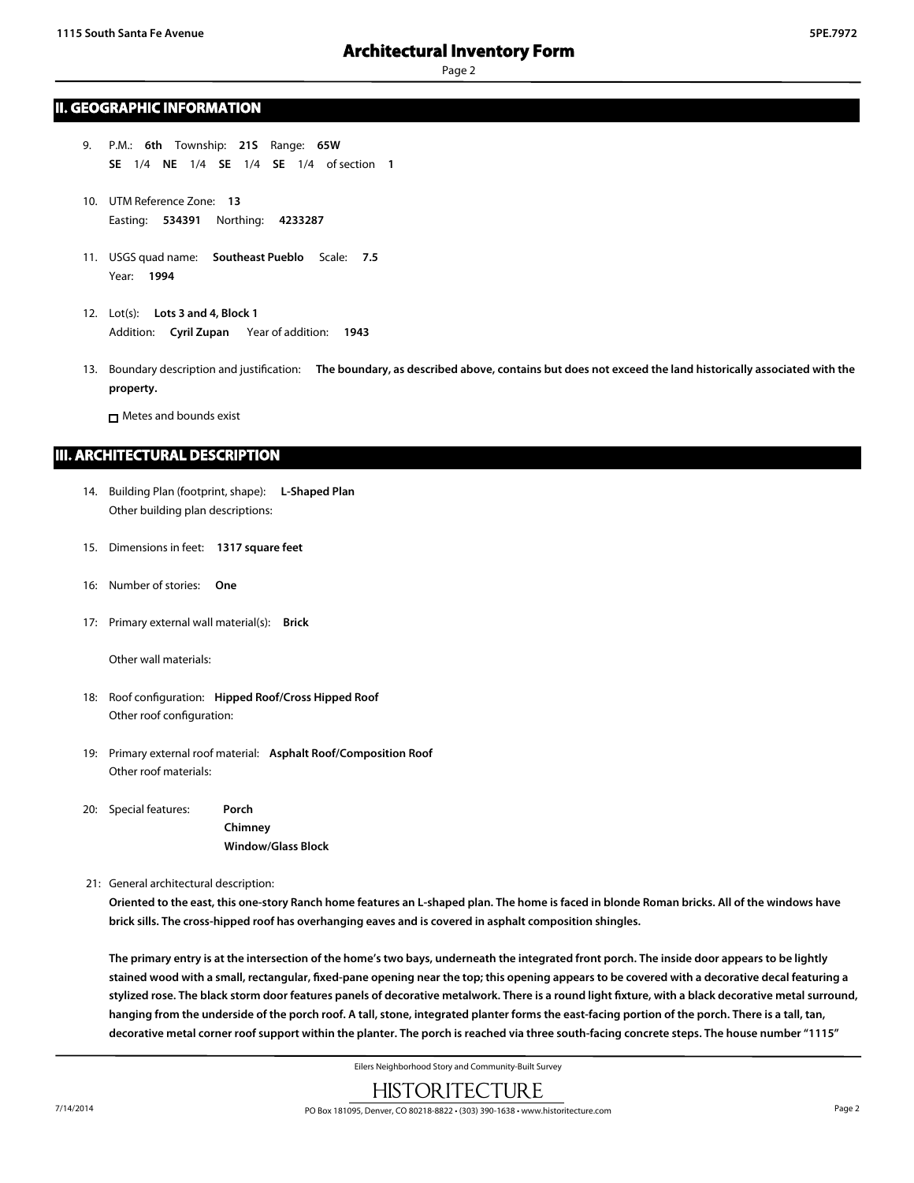## II. GEOGRAPHIC INFORMATION

9. P.M.: **6th** Township: **21S** Range: **65W**
   **SE** 1/4 **NE** 1/4 **SE** 1/4 **SE** 1/4 of section **1**

10. UTM Reference Zone: **13**
    Easting: **534391** Northing: **4233287**

11. USGS quad name: **Southeast Pueblo** Scale: **7.5**
    Year: **1994**

12. Lot(s): **Lots 3 and 4, Block 1**
    Addition: **Cyril Zupan** Year of addition: **1943**

13. Boundary description and justification: **The boundary, as described above, contains but does not exceed the land historically associated with the property.**

    ☐ Metes and bounds exist

## III. ARCHITECTURAL DESCRIPTION

14. Building Plan (footprint, shape): **L-Shaped Plan**
    Other building plan descriptions:

15. Dimensions in feet: **1317 square feet**

16: Number of stories: **One**

17: Primary external wall material(s): **Brick**

    Other wall materials:

18: Roof configuration: **Hipped Roof/Cross Hipped Roof**
    Other roof configuration:

19: Primary external roof material: **Asphalt Roof/Composition Roof**
    Other roof materials:

20: Special features: **Porch**
    **Chimney**
    **Window/Glass Block**

21: General architectural description:

**Oriented to the east, this one-story Ranch home features an L-shaped plan. The home is faced in blonde Roman bricks. All of the windows have brick sills. The cross-hipped roof has overhanging eaves and is covered in asphalt composition shingles.**

**The primary entry is at the intersection of the home's two bays, underneath the integrated front porch. The inside door appears to be lightly stained wood with a small, rectangular, fixed-pane opening near the top; this opening appears to be covered with a decorative decal featuring a stylized rose. The black storm door features panels of decorative metalwork. There is a round light fixture, with a black decorative metal surround, hanging from the underside of the porch roof. A tall, stone, integrated planter forms the east-facing portion of the porch. There is a tall, tan, decorative metal corner roof support within the planter. The porch is reached via three south-facing concrete steps. The house number "1115"**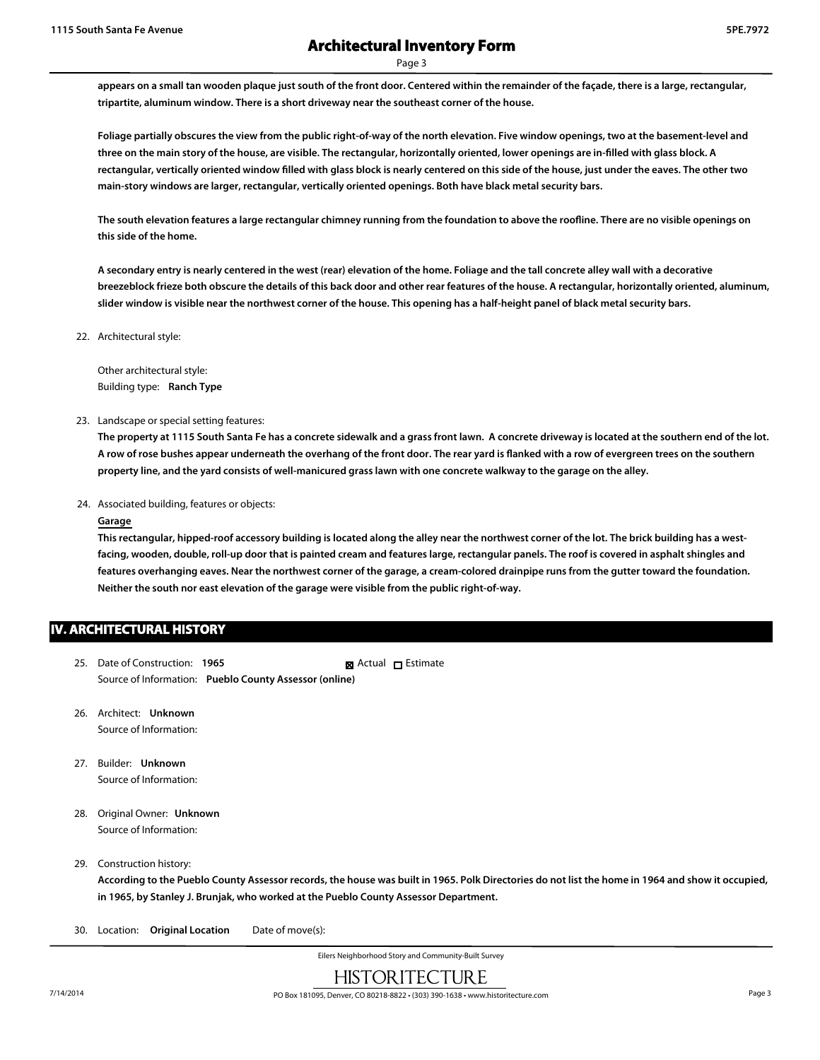appears on a small tan wooden plaque just south of the front door. Centered within the remainder of the façade, there is a large, rectangular, tripartite, aluminum window. There is a short driveway near the southeast corner of the house.

Foliage partially obscures the view from the public right-of-way of the north elevation. Five window openings, two at the basement-level and three on the main story of the house, are visible. The rectangular, horizontally oriented, lower openings are in-filled with glass block. A rectangular, vertically oriented window filled with glass block is nearly centered on this side of the house, just under the eaves. The other two main-story windows are larger, rectangular, vertically oriented openings. Both have black metal security bars.

The south elevation features a large rectangular chimney running from the foundation to above the roofline. There are no visible openings on this side of the home.

A secondary entry is nearly centered in the west (rear) elevation of the home. Foliage and the tall concrete alley wall with a decorative breezeblock frieze both obscure the details of this back door and other rear features of the house. A rectangular, horizontally oriented, aluminum, slider window is visible near the northwest corner of the house. This opening has a half-height panel of black metal security bars.

22. Architectural style:

    Other architectural style:
    Building type: **Ranch Type**

23. Landscape or special setting features:
    **The property at 1115 South Santa Fe has a concrete sidewalk and a grass front lawn. A concrete driveway is located at the southern end of the lot. A row of rose bushes appear underneath the overhang of the front door. The rear yard is flanked with a row of evergreen trees on the southern property line, and the yard consists of well-manicured grass lawn with one concrete walkway to the garage on the alley.**

24. Associated building, features or objects:
    **Garage**
    **This rectangular, hipped-roof accessory building is located along the alley near the northwest corner of the lot. The brick building has a west-facing, wooden, double, roll-up door that is painted cream and features large, rectangular panels. The roof is covered in asphalt shingles and features overhanging eaves. Near the northwest corner of the garage, a cream-colored drainpipe runs from the gutter toward the foundation. Neither the south nor east elevation of the garage were visible from the public right-of-way.**

## IV. ARCHITECTURAL HISTORY

25. Date of Construction: **1965** ☒ Actual ☐ Estimate
    Source of Information: **Pueblo County Assessor (online)**

26. Architect: **Unknown**
    Source of Information:

27. Builder: **Unknown**
    Source of Information:

28. Original Owner: **Unknown**
    Source of Information:

29. Construction history:
    **According to the Pueblo County Assessor records, the house was built in 1965. Polk Directories do not list the home in 1964 and show it occupied, in 1965, by Stanley J. Brunjak, who worked at the Pueblo County Assessor Department.**

30. Location: **Original Location** Date of move(s):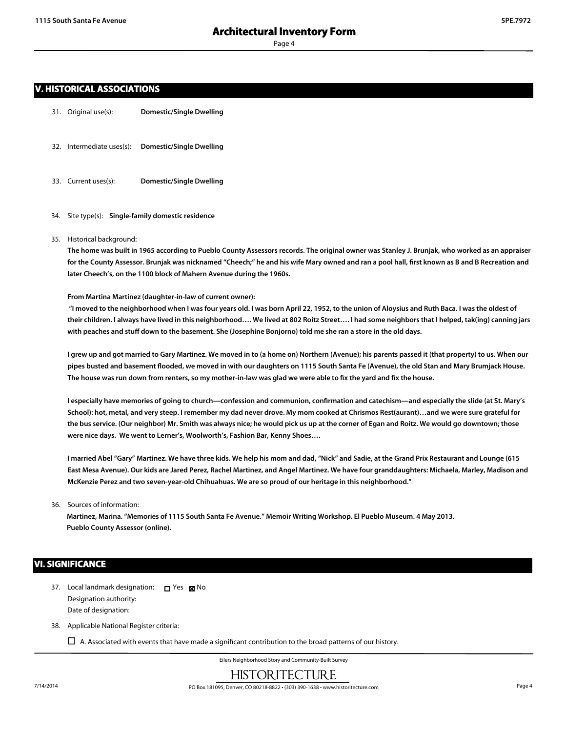## V. HISTORICAL ASSOCIATIONS

31. Original use(s): **Domestic/Single Dwelling**

32. Intermediate uses(s): **Domestic/Single Dwelling**

33. Current uses(s): **Domestic/Single Dwelling**

34. Site type(s): **Single-family domestic residence**

35. Historical background:

**The home was built in 1965 according to Pueblo County Assessors records. The original owner was Stanley J. Brunjak, who worked as an appraiser for the County Assessor. Brunjak was nicknamed "Cheech;" he and his wife Mary owned and ran a pool hall, first known as B and B Recreation and later Cheech's, on the 1100 block of Mahern Avenue during the 1960s.**

**From Martina Martinez (daughter-in-law of current owner):**

**"I moved to the neighborhood when I was four years old. I was born April 22, 1952, to the union of Aloysius and Ruth Baca. I was the oldest of their children. I always have lived in this neighborhood…. We lived at 802 Roitz Street…. I had some neighbors that I helped, tak(ing) canning jars with peaches and stuff down to the basement. She (Josephine Bonjorno) told me she ran a store in the old days.**

**I grew up and got married to Gary Martinez. We moved in to (a home on) Northern (Avenue); his parents passed it (that property) to us. When our pipes busted and basement flooded, we moved in with our daughters on 1115 South Santa Fe (Avenue), the old Stan and Mary Brumjack House. The house was run down from renters, so my mother-in-law was glad we were able to fix the yard and fix the house.**

**I especially have memories of going to church—confession and communion, confirmation and catechism—and especially the slide (at St. Mary's School): hot, metal, and very steep. I remember my dad never drove. My mom cooked at Chrismos Rest(aurant)…and we were sure grateful for the bus service. (Our neighbor) Mr. Smith was always nice; he would pick us up at the corner of Egan and Roitz. We would go downtown; those were nice days. We went to Lerner's, Woolworth's, Fashion Bar, Kenny Shoes….**

**I married Abel "Gary" Martinez. We have three kids. We help his mom and dad, "Nick" and Sadie, at the Grand Prix Restaurant and Lounge (615 East Mesa Avenue). Our kids are Jared Perez, Rachel Martinez, and Angel Martinez. We have four granddaughters: Michaela, Marley, Madison and McKenzie Perez and two seven-year-old Chihuahuas. We are so proud of our heritage in this neighborhood."**

36. Sources of information:

**Martinez, Marina. "Memories of 1115 South Santa Fe Avenue." Memoir Writing Workshop. El Pueblo Museum. 4 May 2013.**
**Pueblo County Assessor (online).**

## VI. SIGNIFICANCE

37. Local landmark designation: ☐ Yes ☒ No
    Designation authority:
    Date of designation:

38. Applicable National Register criteria:

☐ A. Associated with events that have made a significant contribution to the broad patterns of our history.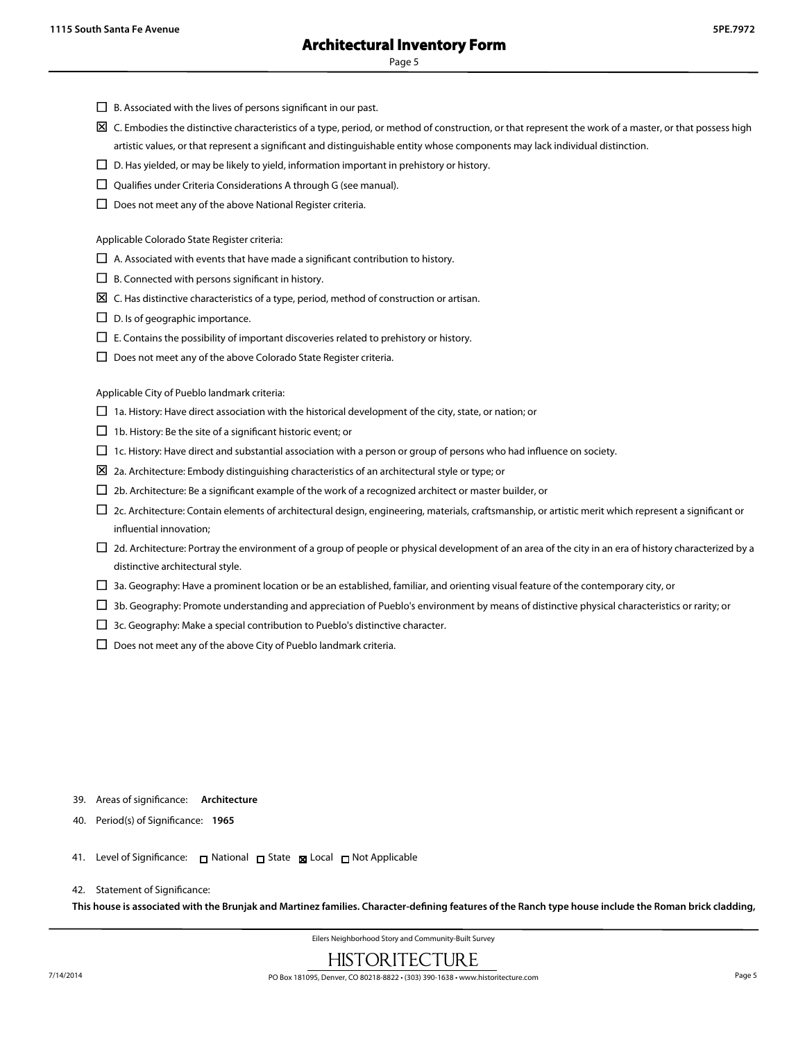- ☐ B. Associated with the lives of persons significant in our past.
- ☒ C. Embodies the distinctive characteristics of a type, period, or method of construction, or that represent the work of a master, or that possess high artistic values, or that represent a significant and distinguishable entity whose components may lack individual distinction.
- ☐ D. Has yielded, or may be likely to yield, information important in prehistory or history.
- ☐ Qualifies under Criteria Considerations A through G (see manual).
- ☐ Does not meet any of the above National Register criteria.

Applicable Colorado State Register criteria:

- ☐ A. Associated with events that have made a significant contribution to history.
- ☐ B. Connected with persons significant in history.
- ☒ C. Has distinctive characteristics of a type, period, method of construction or artisan.
- ☐ D. Is of geographic importance.
- ☐ E. Contains the possibility of important discoveries related to prehistory or history.
- ☐ Does not meet any of the above Colorado State Register criteria.

Applicable City of Pueblo landmark criteria:

- ☐ 1a. History: Have direct association with the historical development of the city, state, or nation; or
- ☐ 1b. History: Be the site of a significant historic event; or
- ☐ 1c. History: Have direct and substantial association with a person or group of persons who had influence on society.
- ☒ 2a. Architecture: Embody distinguishing characteristics of an architectural style or type; or
- ☐ 2b. Architecture: Be a significant example of the work of a recognized architect or master builder, or
- ☐ 2c. Architecture: Contain elements of architectural design, engineering, materials, craftsmanship, or artistic merit which represent a significant or influential innovation;
- ☐ 2d. Architecture: Portray the environment of a group of people or physical development of an area of the city in an era of history characterized by a distinctive architectural style.
- ☐ 3a. Geography: Have a prominent location or be an established, familiar, and orienting visual feature of the contemporary city, or
- ☐ 3b. Geography: Promote understanding and appreciation of Pueblo's environment by means of distinctive physical characteristics or rarity; or
- ☐ 3c. Geography: Make a special contribution to Pueblo's distinctive character.
- ☐ Does not meet any of the above City of Pueblo landmark criteria.

39. Areas of significance: **Architecture**

40. Period(s) of Significance: **1965**

41. Level of Significance: ☐ National ☐ State ☒ Local ☐ Not Applicable

42. Statement of Significance:

**This house is associated with the Brunjak and Martinez families. Character-defining features of the Ranch type house include the Roman brick cladding,**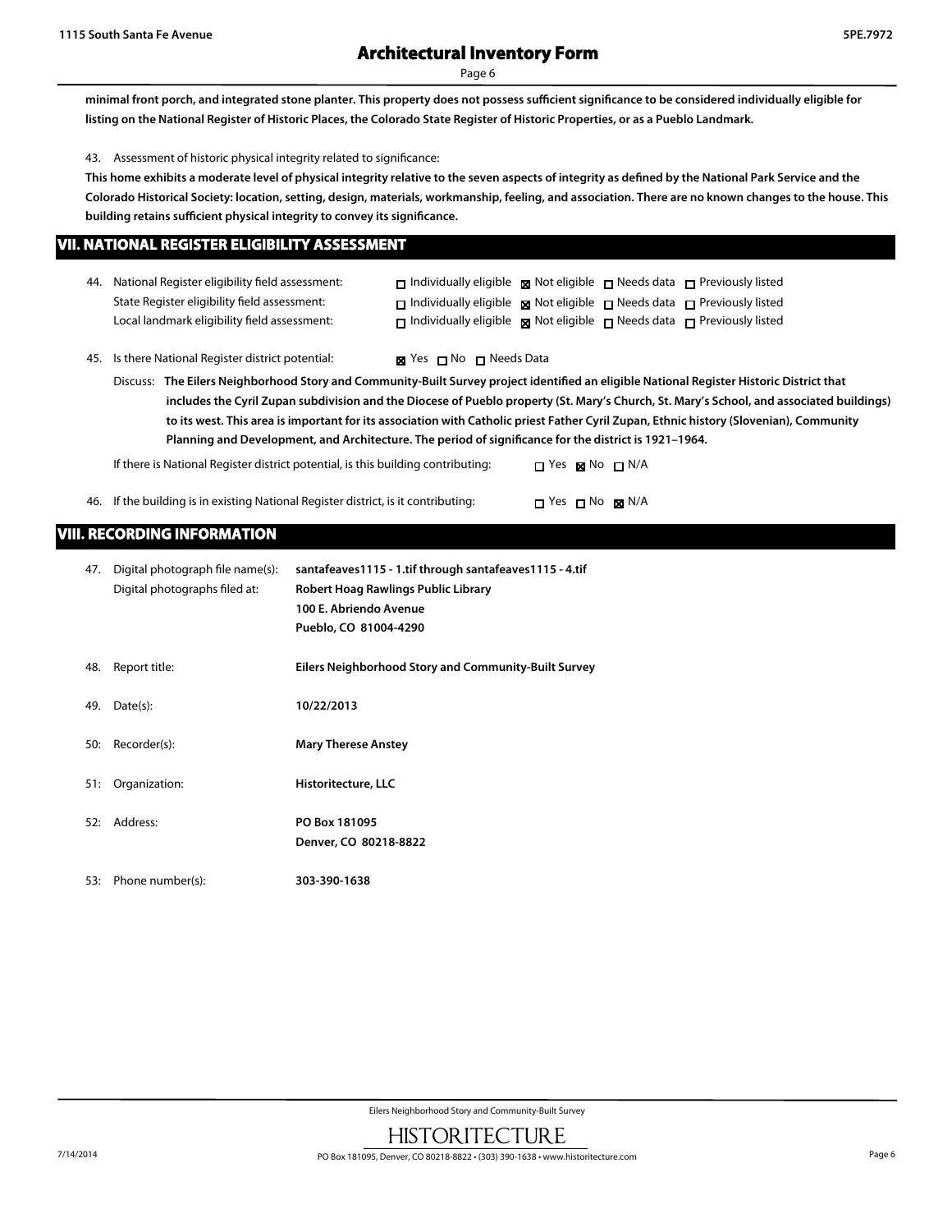**minimal front porch, and integrated stone planter. This property does not possess sufficient significance to be considered individually eligible for listing on the National Register of Historic Places, the Colorado State Register of Historic Properties, or as a Pueblo Landmark.**

43. Assessment of historic physical integrity related to significance:

**This home exhibits a moderate level of physical integrity relative to the seven aspects of integrity as defined by the National Park Service and the Colorado Historical Society: location, setting, design, materials, workmanship, feeling, and association. There are no known changes to the house. This building retains sufficient physical integrity to convey its significance.**

## VII. NATIONAL REGISTER ELIGIBILITY ASSESSMENT

44. National Register eligibility field assessment: ☐ Individually eligible ☒ Not eligible ☐ Needs data ☐ Previously listed
State Register eligibility field assessment: ☐ Individually eligible ☒ Not eligible ☐ Needs data ☐ Previously listed
Local landmark eligibility field assessment: ☐ Individually eligible ☒ Not eligible ☐ Needs data ☐ Previously listed

45. Is there National Register district potential: ☒ Yes ☐ No ☐ Needs Data

Discuss: **The Eilers Neighborhood Story and Community-Built Survey project identified an eligible National Register Historic District that includes the Cyril Zupan subdivision and the Diocese of Pueblo property (St. Mary's Church, St. Mary's School, and associated buildings) to its west. This area is important for its association with Catholic priest Father Cyril Zupan, Ethnic history (Slovenian), Community Planning and Development, and Architecture. The period of significance for the district is 1921–1964.**

If there is National Register district potential, is this building contributing: ☐ Yes ☒ No ☐ N/A

46. If the building is in existing National Register district, is it contributing: ☐ Yes ☐ No ☒ N/A

## VIII. RECORDING INFORMATION

47. Digital photograph file name(s): **santafeaves1115 - 1.tif through santafeaves1115 - 4.tif**
Digital photographs filed at: **Robert Hoag Rawlings Public Library**
**100 E. Abriendo Avenue**
**Pueblo, CO 81004-4290**

48. Report title: **Eilers Neighborhood Story and Community-Built Survey**

49. Date(s): **10/22/2013**

50: Recorder(s): **Mary Therese Anstey**

51: Organization: **Historitecture, LLC**

52: Address: **PO Box 181095**
**Denver, CO 80218-8822**

53: Phone number(s): **303-390-1638**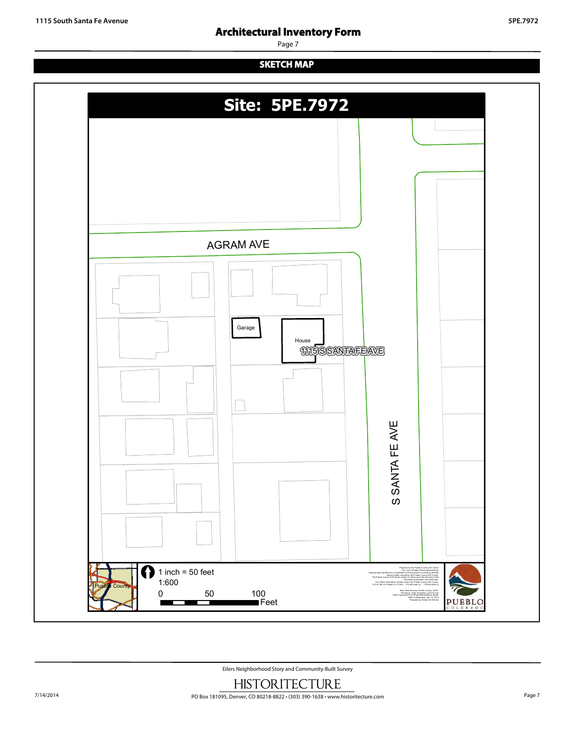# Architectural Inventory Form

## SKETCH MAP

**Site: 5PE.7972**

AGRAM AVE

Garage

House

1115 S SANTA FE AVE

S SANTA FE AVE

Pueblo County

1 inch = 50 feet

1:600

0 50 100 Feet

PUEBLO COLORADO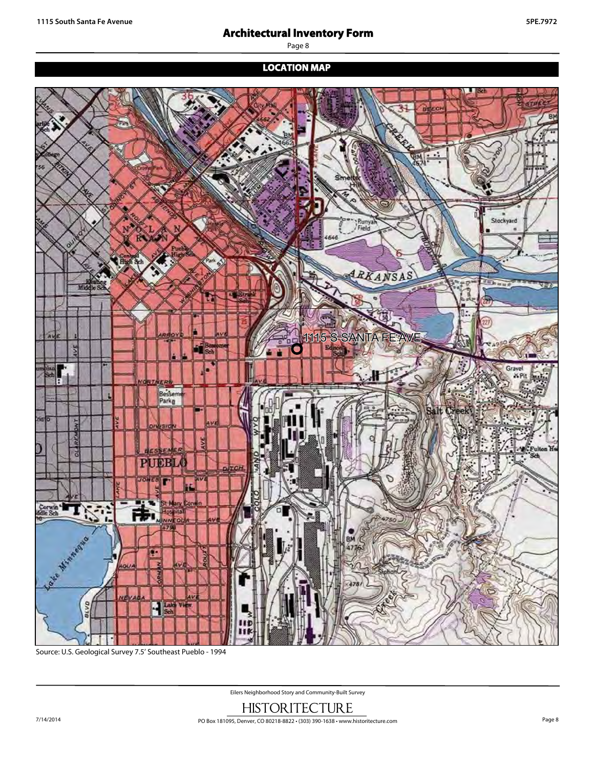## LOCATION MAP

1115 S SANTA FE AVE

Source: U.S. Geological Survey 7.5' Southeast Pueblo - 1994